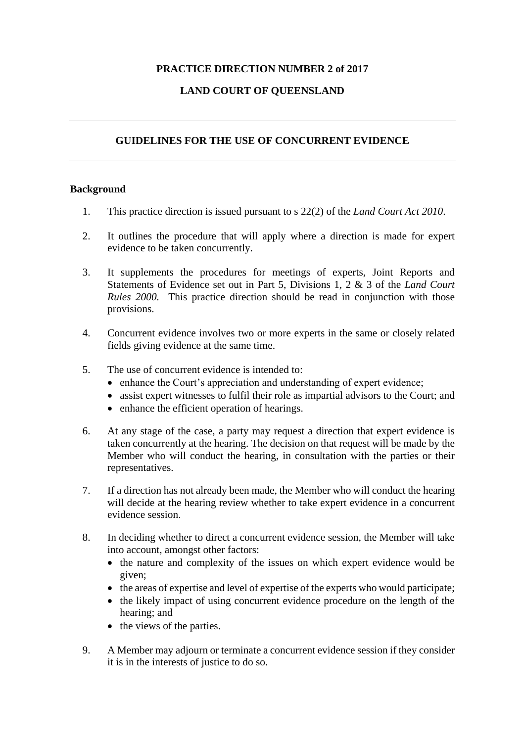**PRACTICE DIRECTION NUMBER 2 of 2017**

**LAND COURT OF QUEENSLAND**

---

## GUIDELINES FOR THE USE OF CONCURRENT EVIDENCE

---

### Background

1. This practice direction is issued pursuant to s 22(2) of the *Land Court Act 2010*.

2. It outlines the procedure that will apply where a direction is made for expert evidence to be taken concurrently.

3. It supplements the procedures for meetings of experts, Joint Reports and Statements of Evidence set out in Part 5, Divisions 1, 2 & 3 of the *Land Court Rules 2000.* This practice direction should be read in conjunction with those provisions.

4. Concurrent evidence involves two or more experts in the same or closely related fields giving evidence at the same time.

5. The use of concurrent evidence is intended to:
   - enhance the Court's appreciation and understanding of expert evidence;
   - assist expert witnesses to fulfil their role as impartial advisors to the Court; and
   - enhance the efficient operation of hearings.

6. At any stage of the case, a party may request a direction that expert evidence is taken concurrently at the hearing. The decision on that request will be made by the Member who will conduct the hearing, in consultation with the parties or their representatives.

7. If a direction has not already been made, the Member who will conduct the hearing will decide at the hearing review whether to take expert evidence in a concurrent evidence session.

8. In deciding whether to direct a concurrent evidence session, the Member will take into account, amongst other factors:
   - the nature and complexity of the issues on which expert evidence would be given;
   - the areas of expertise and level of expertise of the experts who would participate;
   - the likely impact of using concurrent evidence procedure on the length of the hearing; and
   - the views of the parties.

9. A Member may adjourn or terminate a concurrent evidence session if they consider it is in the interests of justice to do so.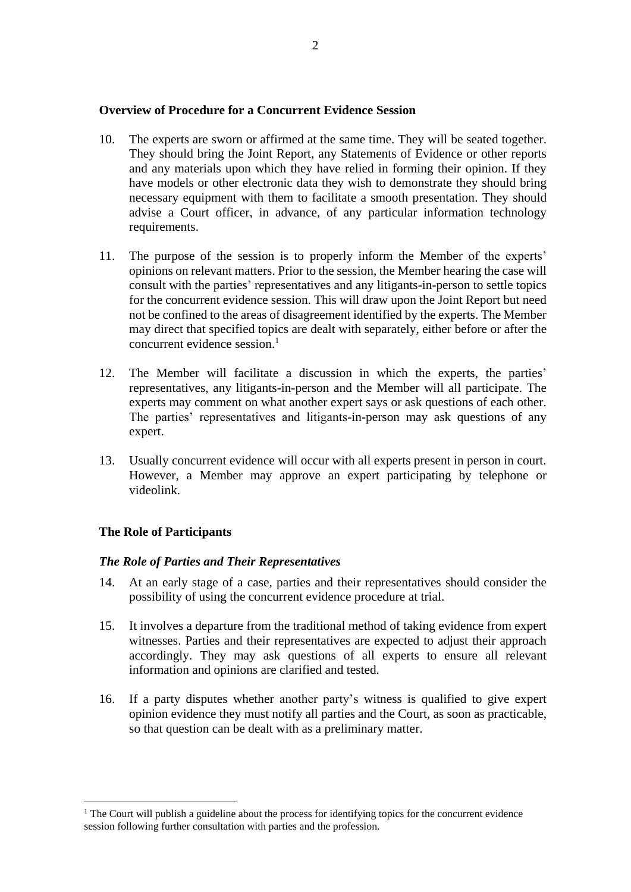**Overview of Procedure for a Concurrent Evidence Session**

10. The experts are sworn or affirmed at the same time. They will be seated together. They should bring the Joint Report, any Statements of Evidence or other reports and any materials upon which they have relied in forming their opinion. If they have models or other electronic data they wish to demonstrate they should bring necessary equipment with them to facilitate a smooth presentation. They should advise a Court officer, in advance, of any particular information technology requirements.

11. The purpose of the session is to properly inform the Member of the experts' opinions on relevant matters. Prior to the session, the Member hearing the case will consult with the parties' representatives and any litigants-in-person to settle topics for the concurrent evidence session. This will draw upon the Joint Report but need not be confined to the areas of disagreement identified by the experts. The Member may direct that specified topics are dealt with separately, either before or after the concurrent evidence session.[1]

12. The Member will facilitate a discussion in which the experts, the parties' representatives, any litigants-in-person and the Member will all participate. The experts may comment on what another expert says or ask questions of each other. The parties' representatives and litigants-in-person may ask questions of any expert.

13. Usually concurrent evidence will occur with all experts present in person in court. However, a Member may approve an expert participating by telephone or videolink.

**The Role of Participants**

***The Role of Parties and Their Representatives***

14. At an early stage of a case, parties and their representatives should consider the possibility of using the concurrent evidence procedure at trial.

15. It involves a departure from the traditional method of taking evidence from expert witnesses. Parties and their representatives are expected to adjust their approach accordingly. They may ask questions of all experts to ensure all relevant information and opinions are clarified and tested.

16. If a party disputes whether another party's witness is qualified to give expert opinion evidence they must notify all parties and the Court, as soon as practicable, so that question can be dealt with as a preliminary matter.

[1] The Court will publish a guideline about the process for identifying topics for the concurrent evidence session following further consultation with parties and the profession.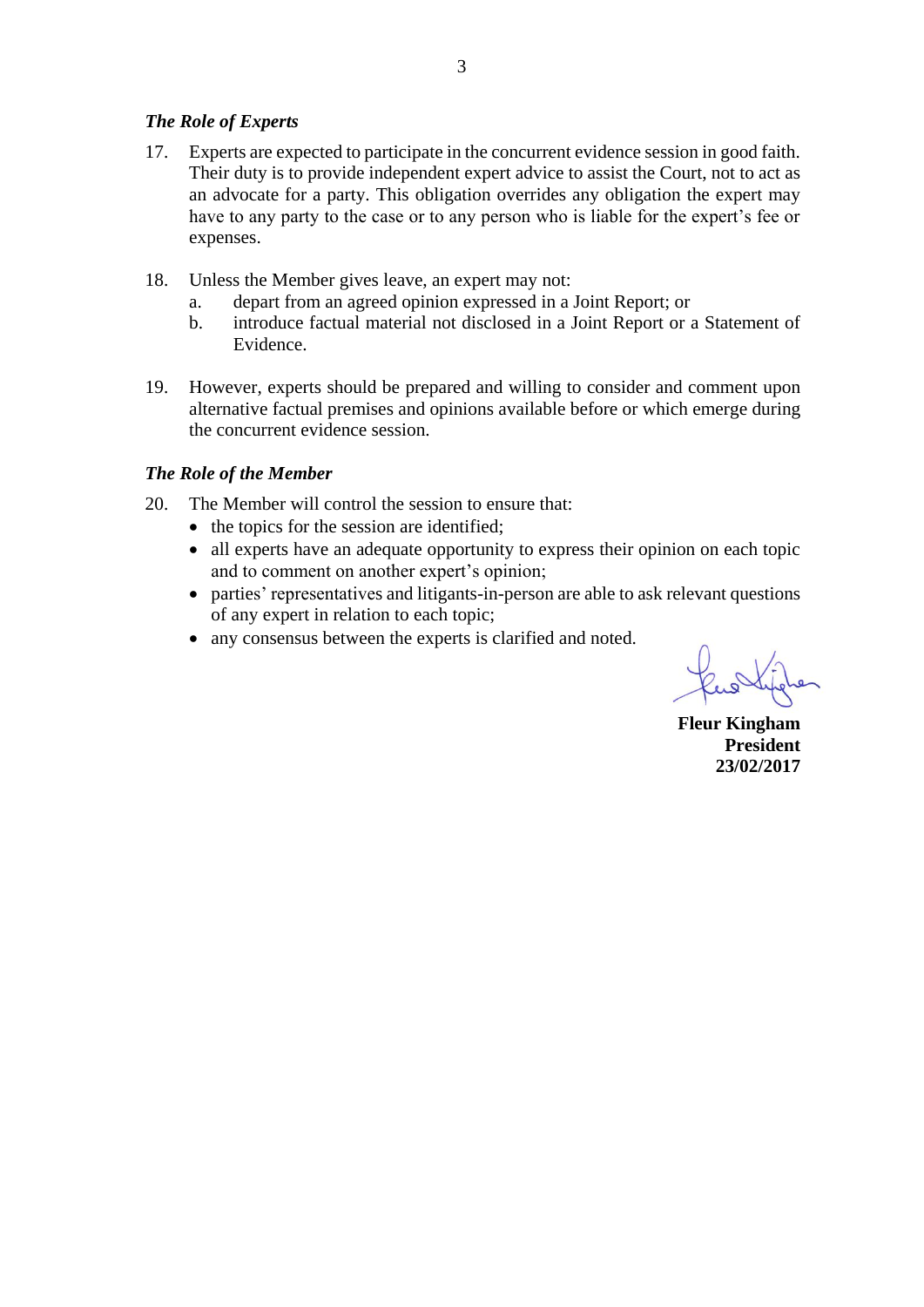*The Role of Experts*

17. Experts are expected to participate in the concurrent evidence session in good faith. Their duty is to provide independent expert advice to assist the Court, not to act as an advocate for a party. This obligation overrides any obligation the expert may have to any party to the case or to any person who is liable for the expert's fee or expenses.

18. Unless the Member gives leave, an expert may not:
    a. depart from an agreed opinion expressed in a Joint Report; or
    b. introduce factual material not disclosed in a Joint Report or a Statement of Evidence.

19. However, experts should be prepared and willing to consider and comment upon alternative factual premises and opinions available before or which emerge during the concurrent evidence session.

*The Role of the Member*

20. The Member will control the session to ensure that:
    - the topics for the session are identified;
    - all experts have an adequate opportunity to express their opinion on each topic and to comment on another expert's opinion;
    - parties' representatives and litigants-in-person are able to ask relevant questions of any expert in relation to each topic;
    - any consensus between the experts is clarified and noted.

**Fleur Kingham**
**President**
**23/02/2017**